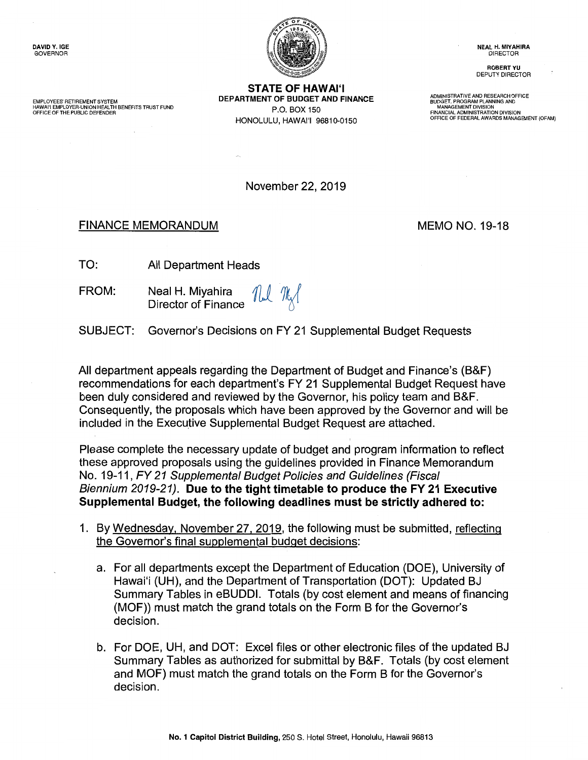DAVID Y. IGE
GOVERNOR

EMPLOYEES' RETIREMENT SYSTEM
HAWAI'I EMPLOYER-UNION HEALTH BENEFITS TRUST FUND
OFFICE OF THE PUBLIC DEFENDER

**STATE OF HAWAI'I**
**DEPARTMENT OF BUDGET AND FINANCE**
P.O. BOX 150
HONOLULU, HAWAI'I 96810-0150

NEAL H. MIYAHIRA
DIRECTOR

ROBERT YU
DEPUTY DIRECTOR

ADMINISTRATIVE AND RESEARCH OFFICE
BUDGET, PROGRAM PLANNING AND MANAGEMENT DIVISION
FINANCIAL ADMINISTRATION DIVISION
OFFICE OF FEDERAL AWARDS MANAGEMENT (OFAM)

November 22, 2019

FINANCE MEMORANDUM — MEMO NO. 19-18

TO: All Department Heads

FROM: Neal H. Miyahira
Director of Finance

SUBJECT: Governor's Decisions on FY 21 Supplemental Budget Requests

All department appeals regarding the Department of Budget and Finance's (B&F) recommendations for each department's FY 21 Supplemental Budget Request have been duly considered and reviewed by the Governor, his policy team and B&F. Consequently, the proposals which have been approved by the Governor and will be included in the Executive Supplemental Budget Request are attached.

Please complete the necessary update of budget and program information to reflect these approved proposals using the guidelines provided in Finance Memorandum No. 19-11, *FY 21 Supplemental Budget Policies and Guidelines (Fiscal Biennium 2019-21)*. **Due to the tight timetable to produce the FY 21 Executive Supplemental Budget, the following deadlines must be strictly adhered to:**

1. By Wednesday, November 27, 2019, the following must be submitted, reflecting the Governor's final supplemental budget decisions:

   a. For all departments except the Department of Education (DOE), University of Hawai'i (UH), and the Department of Transportation (DOT): Updated BJ Summary Tables in eBUDDI. Totals (by cost element and means of financing (MOF)) must match the grand totals on the Form B for the Governor's decision.

   b. For DOE, UH, and DOT: Excel files or other electronic files of the updated BJ Summary Tables as authorized for submittal by B&F. Totals (by cost element and MOF) must match the grand totals on the Form B for the Governor's decision.

**No. 1 Capitol District Building,** 250 S. Hotel Street, Honolulu, Hawaii 96813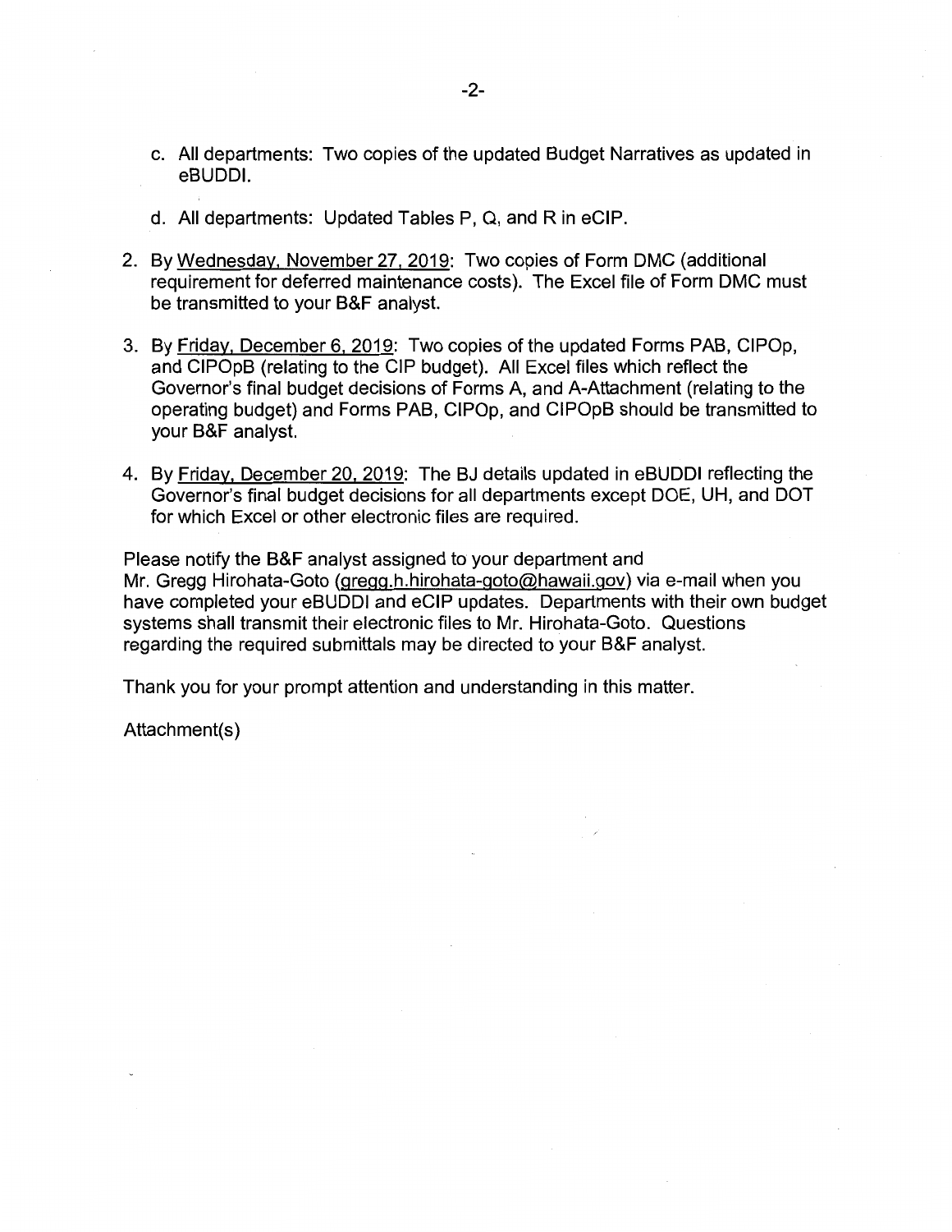c. All departments: Two copies of the updated Budget Narratives as updated in eBUDDI.

d. All departments: Updated Tables P, Q, and R in eCIP.

2. By Wednesday, November 27, 2019: Two copies of Form DMC (additional requirement for deferred maintenance costs). The Excel file of Form DMC must be transmitted to your B&F analyst.

3. By Friday, December 6, 2019: Two copies of the updated Forms PAB, CIPOp, and CIPOpB (relating to the CIP budget). All Excel files which reflect the Governor's final budget decisions of Forms A, and A-Attachment (relating to the operating budget) and Forms PAB, CIPOp, and CIPOpB should be transmitted to your B&F analyst.

4. By Friday, December 20, 2019: The BJ details updated in eBUDDI reflecting the Governor's final budget decisions for all departments except DOE, UH, and DOT for which Excel or other electronic files are required.

Please notify the B&F analyst assigned to your department and Mr. Gregg Hirohata-Goto (gregg.h.hirohata-goto@hawaii.gov) via e-mail when you have completed your eBUDDI and eCIP updates. Departments with their own budget systems shall transmit their electronic files to Mr. Hirohata-Goto. Questions regarding the required submittals may be directed to your B&F analyst.

Thank you for your prompt attention and understanding in this matter.

Attachment(s)